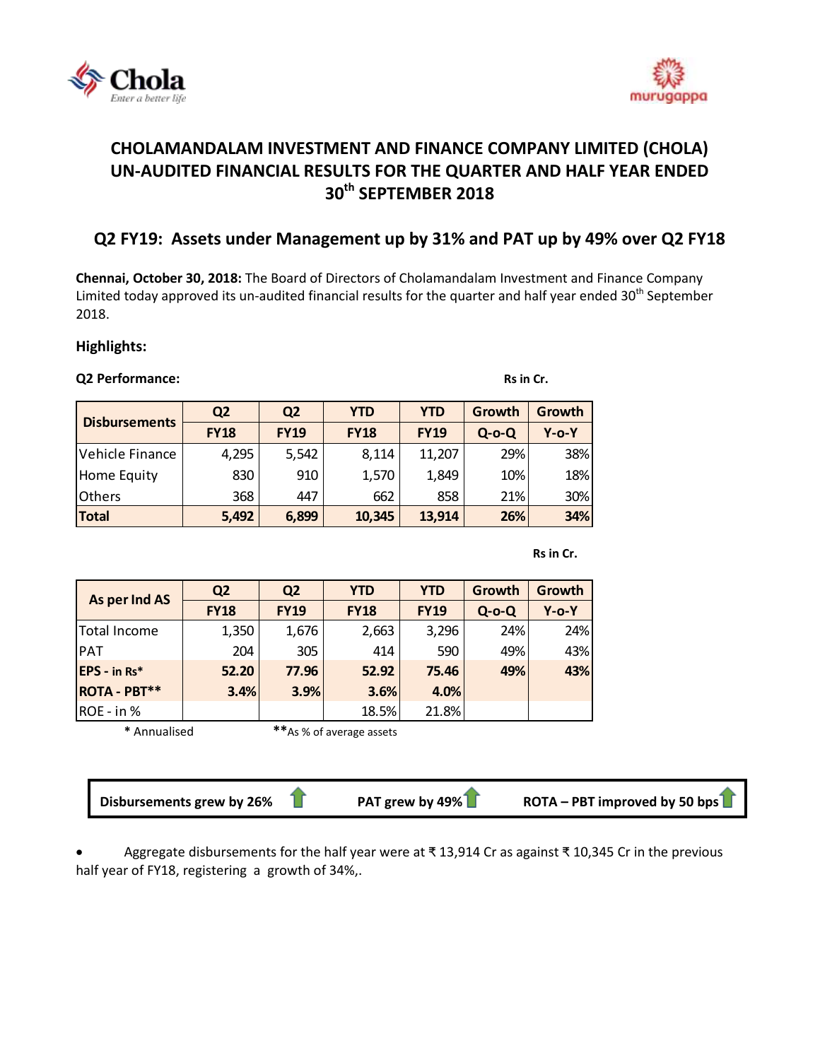# CHOLAMANDALAM INVESTMENT AND FINANCE COMPANY LIMITED (CHOLA) UN-AUDITED FINANCIAL RESULTS FOR THE QUARTER AND HALF YEAR ENDED 30th SEPTEMBER 2018

## Q2 FY19: Assets under Management up by 31% and PAT up by 49% over Q2 FY18

**Chennai, October 30, 2018:** The Board of Directors of Cholamandalam Investment and Finance Company Limited today approved its un-audited financial results for the quarter and half year ended 30th September 2018.

### Highlights:

**Q2 Performance:**

Rs in Cr.

| Disbursements | Q2 FY18 | Q2 FY19 | YTD FY18 | YTD FY19 | Growth Q-o-Q | Growth Y-o-Y |
|---|---|---|---|---|---|---|
| Vehicle Finance | 4,295 | 5,542 | 8,114 | 11,207 | 29% | 38% |
| Home Equity | 830 | 910 | 1,570 | 1,849 | 10% | 18% |
| Others | 368 | 447 | 662 | 858 | 21% | 30% |
| **Total** | **5,492** | **6,899** | **10,345** | **13,914** | **26%** | **34%** |

Rs in Cr.

| As per Ind AS | Q2 FY18 | Q2 FY19 | YTD FY18 | YTD FY19 | Growth Q-o-Q | Growth Y-o-Y |
|---|---|---|---|---|---|---|
| Total Income | 1,350 | 1,676 | 2,663 | 3,296 | 24% | 24% |
| PAT | 204 | 305 | 414 | 590 | 49% | 43% |
| **EPS - in Rs*** | **52.20** | **77.96** | **52.92** | **75.46** | **49%** | **43%** |
| **ROTA - PBT**** | **3.4%** | **3.9%** | **3.6%** | **4.0%** | | |
| ROE - in % | | | 18.5% | 21.8% | | |

\* Annualised **As % of average assets

**Disbursements grew by 26%** **PAT grew by 49%** **ROTA – PBT improved by 50 bps**

- Aggregate disbursements for the half year were at ₹ 13,914 Cr as against ₹ 10,345 Cr in the previous half year of FY18, registering a growth of 34%,.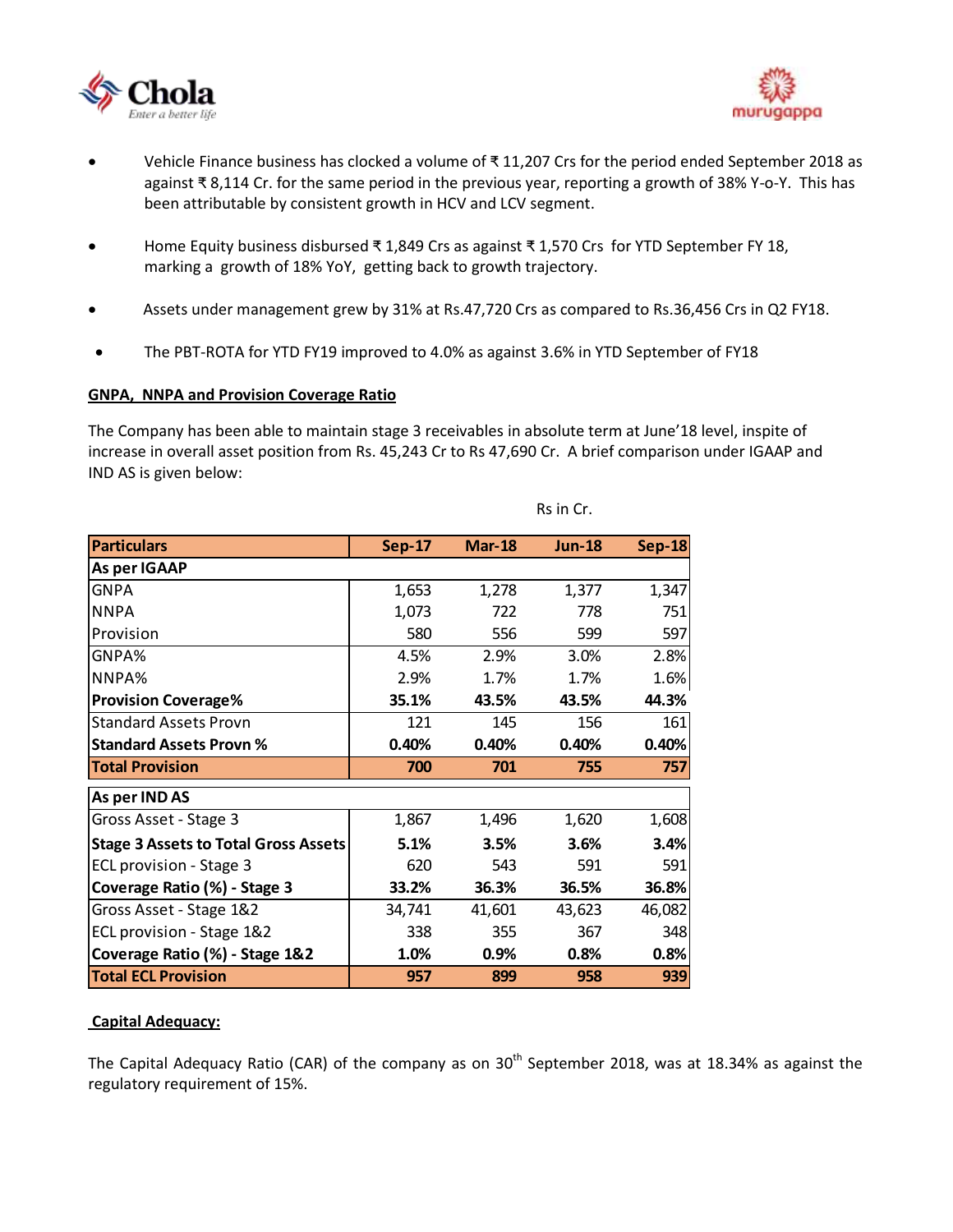- Vehicle Finance business has clocked a volume of ₹ 11,207 Crs for the period ended September 2018 as against ₹ 8,114 Cr. for the same period in the previous year, reporting a growth of 38% Y-o-Y. This has been attributable by consistent growth in HCV and LCV segment.
- Home Equity business disbursed ₹ 1,849 Crs as against ₹ 1,570 Crs for YTD September FY 18, marking a growth of 18% YoY, getting back to growth trajectory.
- Assets under management grew by 31% at Rs.47,720 Crs as compared to Rs.36,456 Crs in Q2 FY18.
- The PBT-ROTA for YTD FY19 improved to 4.0% as against 3.6% in YTD September of FY18

**GNPA, NNPA and Provision Coverage Ratio**

The Company has been able to maintain stage 3 receivables in absolute term at June'18 level, inspite of increase in overall asset position from Rs. 45,243 Cr to Rs 47,690 Cr. A brief comparison under IGAAP and IND AS is given below:

Rs in Cr.

| Particulars | Sep-17 | Mar-18 | Jun-18 | Sep-18 |
|---|---|---|---|---|
| **As per IGAAP** | | | | |
| GNPA | 1,653 | 1,278 | 1,377 | 1,347 |
| NNPA | 1,073 | 722 | 778 | 751 |
| Provision | 580 | 556 | 599 | 597 |
| GNPA% | 4.5% | 2.9% | 3.0% | 2.8% |
| NNPA% | 2.9% | 1.7% | 1.7% | 1.6% |
| **Provision Coverage%** | **35.1%** | **43.5%** | **43.5%** | **44.3%** |
| Standard Assets Provn | 121 | 145 | 156 | 161 |
| **Standard Assets Provn %** | **0.40%** | **0.40%** | **0.40%** | **0.40%** |
| **Total Provision** | **700** | **701** | **755** | **757** |
| **As per IND AS** | | | | |
| Gross Asset - Stage 3 | 1,867 | 1,496 | 1,620 | 1,608 |
| **Stage 3 Assets to Total Gross Assets** | **5.1%** | **3.5%** | **3.6%** | **3.4%** |
| ECL provision - Stage 3 | 620 | 543 | 591 | 591 |
| **Coverage Ratio (%) - Stage 3** | **33.2%** | **36.3%** | **36.5%** | **36.8%** |
| Gross Asset - Stage 1&2 | 34,741 | 41,601 | 43,623 | 46,082 |
| ECL provision - Stage 1&2 | 338 | 355 | 367 | 348 |
| **Coverage Ratio (%) - Stage 1&2** | **1.0%** | **0.9%** | **0.8%** | **0.8%** |
| **Total ECL Provision** | **957** | **899** | **958** | **939** |

**Capital Adequacy:**

The Capital Adequacy Ratio (CAR) of the company as on 30th September 2018, was at 18.34% as against the regulatory requirement of 15%.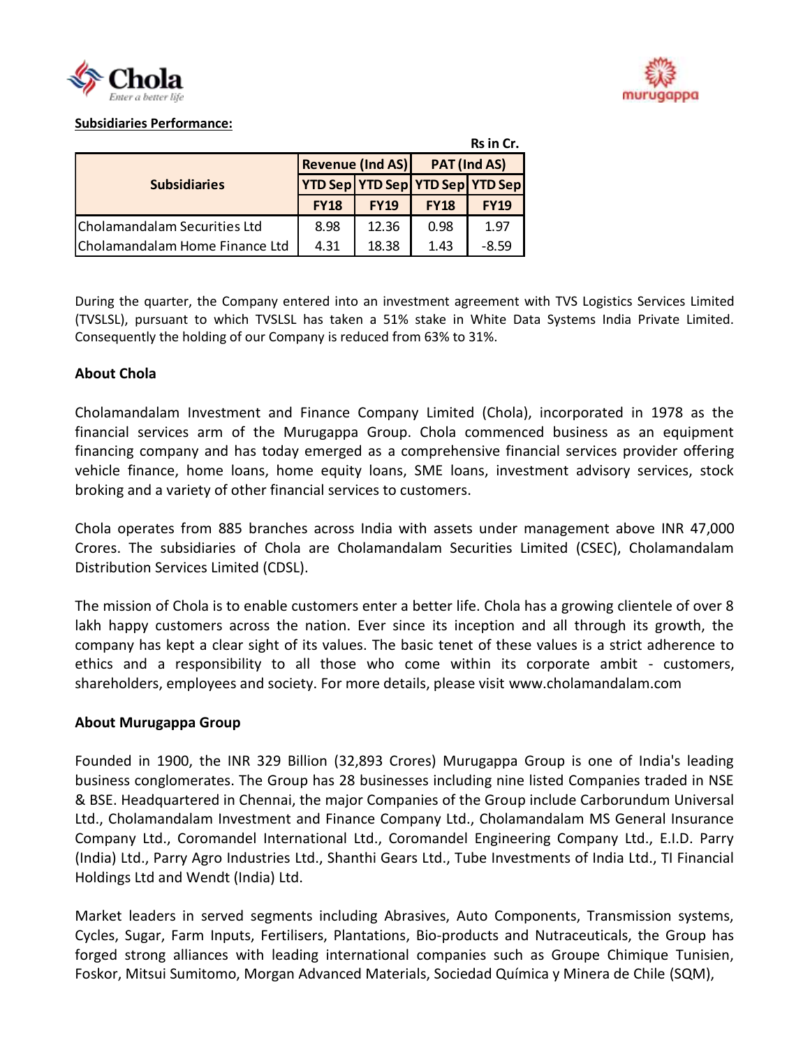**Subsidiaries Performance:**

Rs in Cr.

| Subsidiaries | Revenue (Ind AS) | | PAT (Ind AS) | |
|---|---|---|---|---|
| | YTD Sep FY18 | YTD Sep FY19 | YTD Sep FY18 | YTD Sep FY19 |
| Cholamandalam Securities Ltd | 8.98 | 12.36 | 0.98 | 1.97 |
| Cholamandalam Home Finance Ltd | 4.31 | 18.38 | 1.43 | -8.59 |

During the quarter, the Company entered into an investment agreement with TVS Logistics Services Limited (TVSLSL), pursuant to which TVSLSL has taken a 51% stake in White Data Systems India Private Limited. Consequently the holding of our Company is reduced from 63% to 31%.

**About Chola**

Cholamandalam Investment and Finance Company Limited (Chola), incorporated in 1978 as the financial services arm of the Murugappa Group. Chola commenced business as an equipment financing company and has today emerged as a comprehensive financial services provider offering vehicle finance, home loans, home equity loans, SME loans, investment advisory services, stock broking and a variety of other financial services to customers.

Chola operates from 885 branches across India with assets under management above INR 47,000 Crores. The subsidiaries of Chola are Cholamandalam Securities Limited (CSEC), Cholamandalam Distribution Services Limited (CDSL).

The mission of Chola is to enable customers enter a better life. Chola has a growing clientele of over 8 lakh happy customers across the nation. Ever since its inception and all through its growth, the company has kept a clear sight of its values. The basic tenet of these values is a strict adherence to ethics and a responsibility to all those who come within its corporate ambit - customers, shareholders, employees and society. For more details, please visit www.cholamandalam.com

**About Murugappa Group**

Founded in 1900, the INR 329 Billion (32,893 Crores) Murugappa Group is one of India's leading business conglomerates. The Group has 28 businesses including nine listed Companies traded in NSE & BSE. Headquartered in Chennai, the major Companies of the Group include Carborundum Universal Ltd., Cholamandalam Investment and Finance Company Ltd., Cholamandalam MS General Insurance Company Ltd., Coromandel International Ltd., Coromandel Engineering Company Ltd., E.I.D. Parry (India) Ltd., Parry Agro Industries Ltd., Shanthi Gears Ltd., Tube Investments of India Ltd., TI Financial Holdings Ltd and Wendt (India) Ltd.

Market leaders in served segments including Abrasives, Auto Components, Transmission systems, Cycles, Sugar, Farm Inputs, Fertilisers, Plantations, Bio-products and Nutraceuticals, the Group has forged strong alliances with leading international companies such as Groupe Chimique Tunisien, Foskor, Mitsui Sumitomo, Morgan Advanced Materials, Sociedad Química y Minera de Chile (SQM),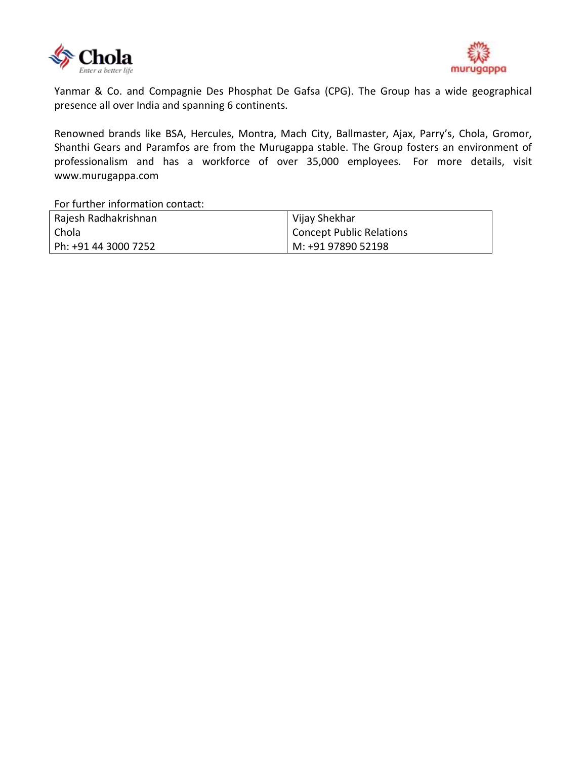Yanmar & Co. and Compagnie Des Phosphat De Gafsa (CPG). The Group has a wide geographical presence all over India and spanning 6 continents.

Renowned brands like BSA, Hercules, Montra, Mach City, Ballmaster, Ajax, Parry's, Chola, Gromor, Shanthi Gears and Paramfos are from the Murugappa stable. The Group fosters an environment of professionalism and has a workforce of over 35,000 employees. For more details, visit www.murugappa.com

For further information contact:

| | |
|---|---|
| Rajesh Radhakrishnan | Vijay Shekhar |
| Chola | Concept Public Relations |
| Ph: +91 44 3000 7252 | M: +91 97890 52198 |